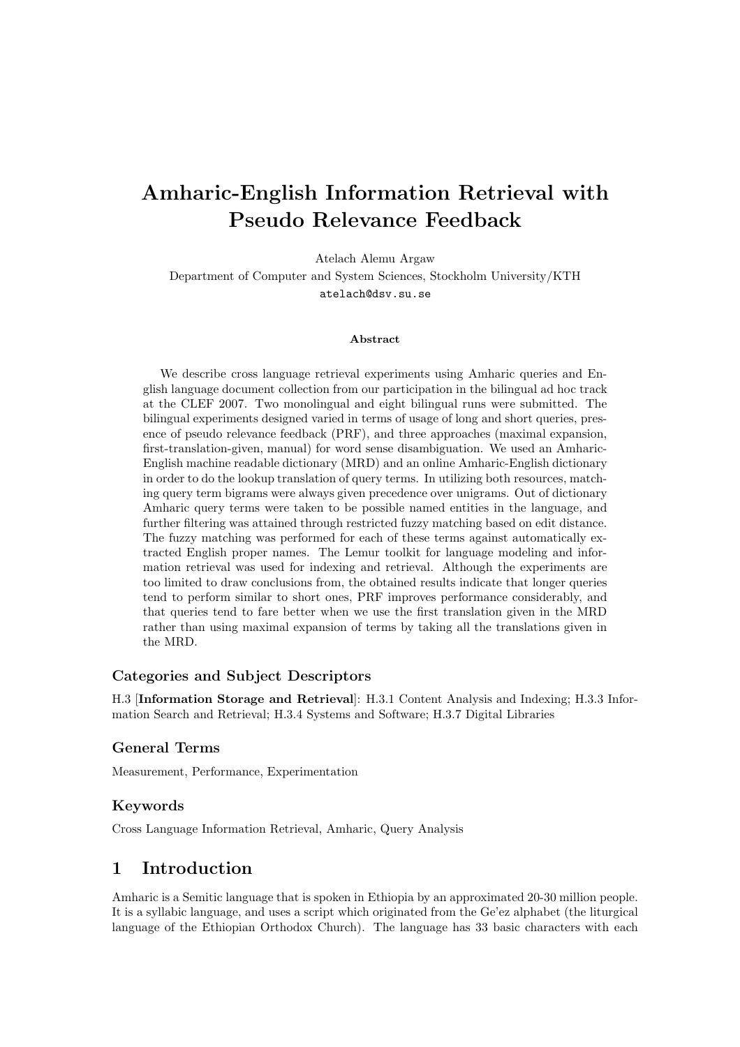# Amharic-English Information Retrieval with Pseudo Relevance Feedback

Atelach Alemu Argaw
Department of Computer and System Sciences, Stockholm University/KTH
atelach@dsv.su.se

### Abstract

We describe cross language retrieval experiments using Amharic queries and English language document collection from our participation in the bilingual ad hoc track at the CLEF 2007. Two monolingual and eight bilingual runs were submitted. The bilingual experiments designed varied in terms of usage of long and short queries, presence of pseudo relevance feedback (PRF), and three approaches (maximal expansion, first-translation-given, manual) for word sense disambiguation. We used an Amharic-English machine readable dictionary (MRD) and an online Amharic-English dictionary in order to do the lookup translation of query terms. In utilizing both resources, matching query term bigrams were always given precedence over unigrams. Out of dictionary Amharic query terms were taken to be possible named entities in the language, and further filtering was attained through restricted fuzzy matching based on edit distance. The fuzzy matching was performed for each of these terms against automatically extracted English proper names. The Lemur toolkit for language modeling and information retrieval was used for indexing and retrieval. Although the experiments are too limited to draw conclusions from, the obtained results indicate that longer queries tend to perform similar to short ones, PRF improves performance considerably, and that queries tend to fare better when we use the first translation given in the MRD rather than using maximal expansion of terms by taking all the translations given in the MRD.

### Categories and Subject Descriptors

H.3 [**Information Storage and Retrieval**]: H.3.1 Content Analysis and Indexing; H.3.3 Information Search and Retrieval; H.3.4 Systems and Software; H.3.7 Digital Libraries

### General Terms

Measurement, Performance, Experimentation

### Keywords

Cross Language Information Retrieval, Amharic, Query Analysis

## 1 Introduction

Amharic is a Semitic language that is spoken in Ethiopia by an approximated 20-30 million people. It is a syllabic language, and uses a script which originated from the Ge'ez alphabet (the liturgical language of the Ethiopian Orthodox Church). The language has 33 basic characters with each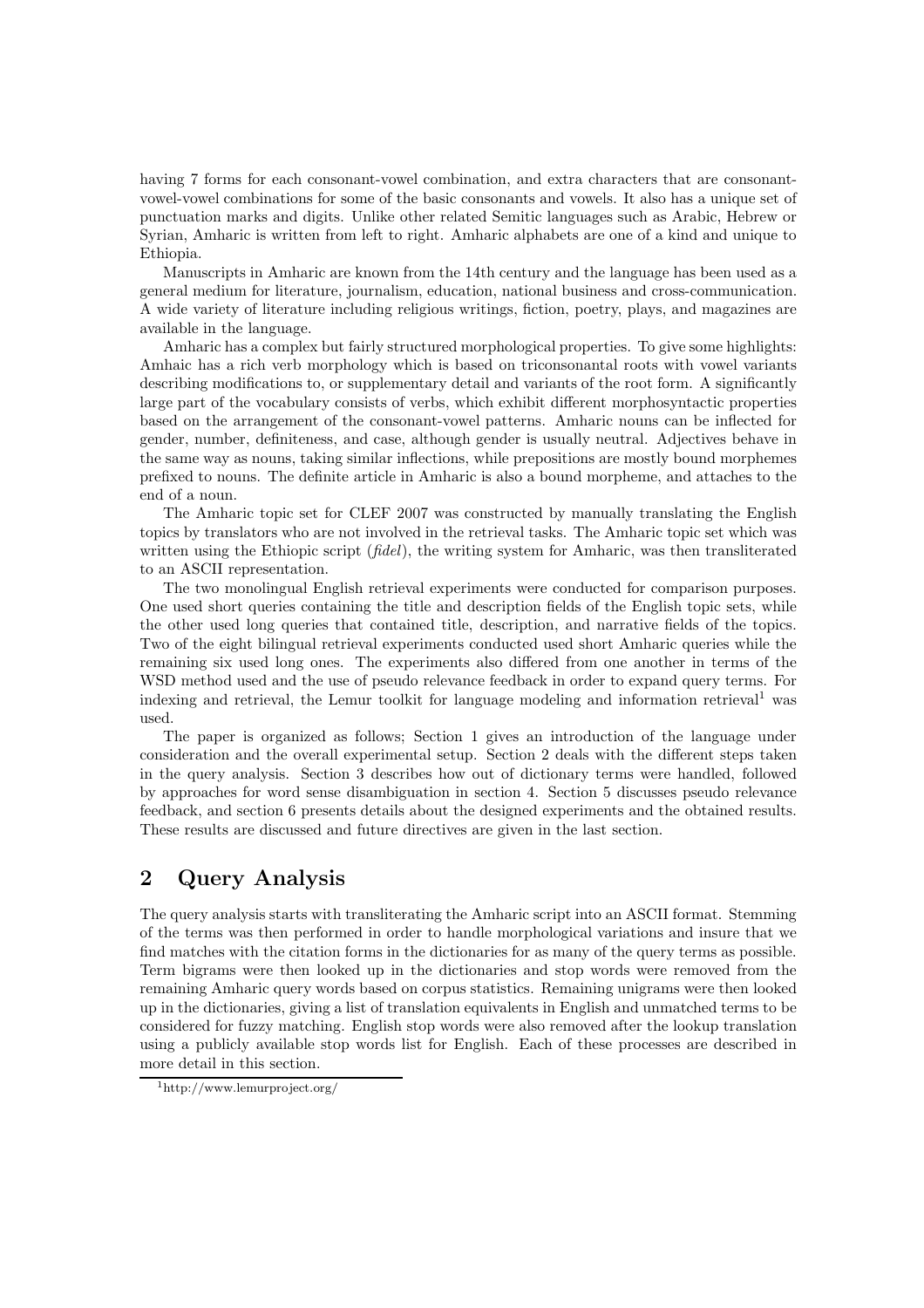having 7 forms for each consonant-vowel combination, and extra characters that are consonant-vowel-vowel combinations for some of the basic consonants and vowels. It also has a unique set of punctuation marks and digits. Unlike other related Semitic languages such as Arabic, Hebrew or Syrian, Amharic is written from left to right. Amharic alphabets are one of a kind and unique to Ethiopia.

Manuscripts in Amharic are known from the 14th century and the language has been used as a general medium for literature, journalism, education, national business and cross-communication. A wide variety of literature including religious writings, fiction, poetry, plays, and magazines are available in the language.

Amharic has a complex but fairly structured morphological properties. To give some highlights: Amhaic has a rich verb morphology which is based on triconsonantal roots with vowel variants describing modifications to, or supplementary detail and variants of the root form. A significantly large part of the vocabulary consists of verbs, which exhibit different morphosyntactic properties based on the arrangement of the consonant-vowel patterns. Amharic nouns can be inflected for gender, number, definiteness, and case, although gender is usually neutral. Adjectives behave in the same way as nouns, taking similar inflections, while prepositions are mostly bound morphemes prefixed to nouns. The definite article in Amharic is also a bound morpheme, and attaches to the end of a noun.

The Amharic topic set for CLEF 2007 was constructed by manually translating the English topics by translators who are not involved in the retrieval tasks. The Amharic topic set which was written using the Ethiopic script (*fidel*), the writing system for Amharic, was then transliterated to an ASCII representation.

The two monolingual English retrieval experiments were conducted for comparison purposes. One used short queries containing the title and description fields of the English topic sets, while the other used long queries that contained title, description, and narrative fields of the topics. Two of the eight bilingual retrieval experiments conducted used short Amharic queries while the remaining six used long ones. The experiments also differed from one another in terms of the WSD method used and the use of pseudo relevance feedback in order to expand query terms. For indexing and retrieval, the Lemur toolkit for language modeling and information retrieval[1] was used.

The paper is organized as follows; Section 1 gives an introduction of the language under consideration and the overall experimental setup. Section 2 deals with the different steps taken in the query analysis. Section 3 describes how out of dictionary terms were handled, followed by approaches for word sense disambiguation in section 4. Section 5 discusses pseudo relevance feedback, and section 6 presents details about the designed experiments and the obtained results. These results are discussed and future directives are given in the last section.

## 2 Query Analysis

The query analysis starts with transliterating the Amharic script into an ASCII format. Stemming of the terms was then performed in order to handle morphological variations and insure that we find matches with the citation forms in the dictionaries for as many of the query terms as possible. Term bigrams were then looked up in the dictionaries and stop words were removed from the remaining Amharic query words based on corpus statistics. Remaining unigrams were then looked up in the dictionaries, giving a list of translation equivalents in English and unmatched terms to be considered for fuzzy matching. English stop words were also removed after the lookup translation using a publicly available stop words list for English. Each of these processes are described in more detail in this section.

[1] http://www.lemurproject.org/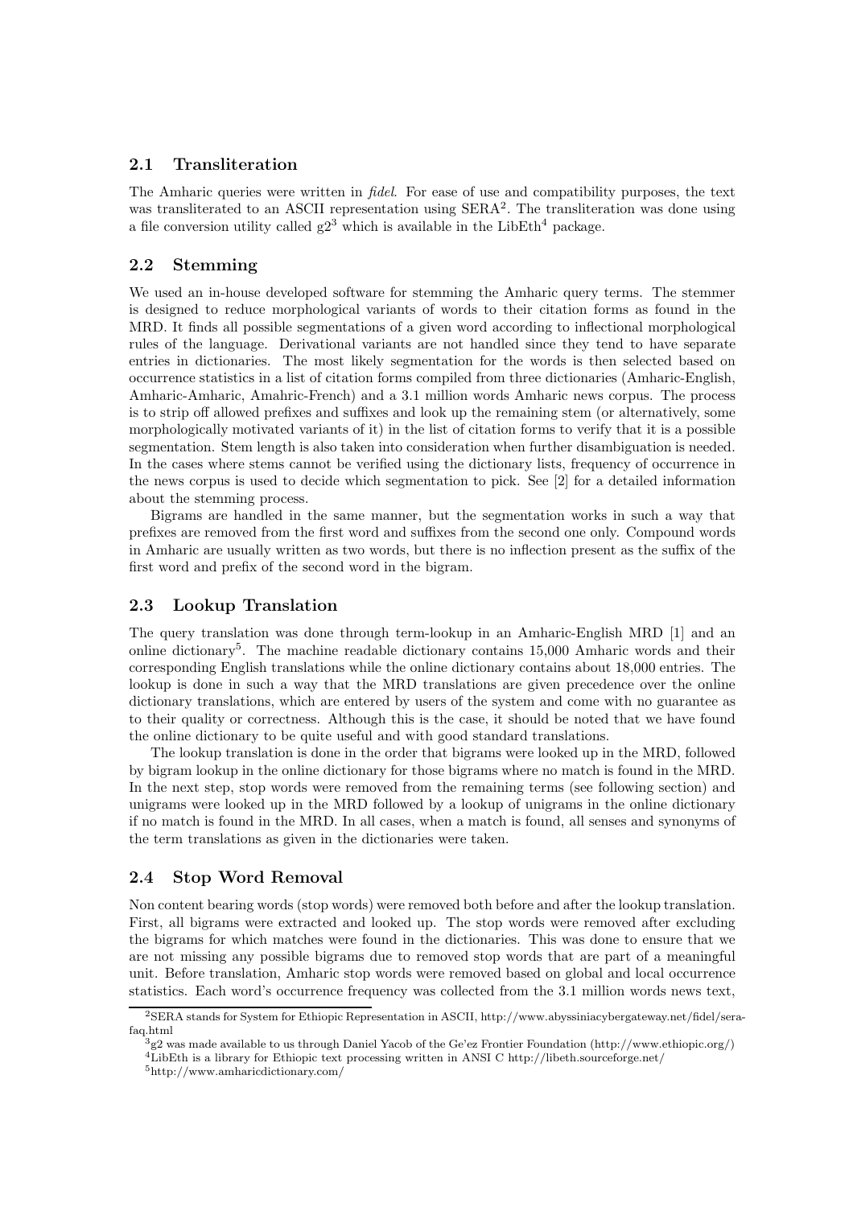### 2.1 Transliteration

The Amharic queries were written in *fidel*. For ease of use and compatibility purposes, the text was transliterated to an ASCII representation using SERA[2]. The transliteration was done using a file conversion utility called g2[3] which is available in the LibEth[4] package.

### 2.2 Stemming

We used an in-house developed software for stemming the Amharic query terms. The stemmer is designed to reduce morphological variants of words to their citation forms as found in the MRD. It finds all possible segmentations of a given word according to inflectional morphological rules of the language. Derivational variants are not handled since they tend to have separate entries in dictionaries. The most likely segmentation for the words is then selected based on occurrence statistics in a list of citation forms compiled from three dictionaries (Amharic-English, Amharic-Amharic, Amahric-French) and a 3.1 million words Amharic news corpus. The process is to strip off allowed prefixes and suffixes and look up the remaining stem (or alternatively, some morphologically motivated variants of it) in the list of citation forms to verify that it is a possible segmentation. Stem length is also taken into consideration when further disambiguation is needed. In the cases where stems cannot be verified using the dictionary lists, frequency of occurrence in the news corpus is used to decide which segmentation to pick. See [2] for a detailed information about the stemming process.

Bigrams are handled in the same manner, but the segmentation works in such a way that prefixes are removed from the first word and suffixes from the second one only. Compound words in Amharic are usually written as two words, but there is no inflection present as the suffix of the first word and prefix of the second word in the bigram.

### 2.3 Lookup Translation

The query translation was done through term-lookup in an Amharic-English MRD [1] and an online dictionary[5]. The machine readable dictionary contains 15,000 Amharic words and their corresponding English translations while the online dictionary contains about 18,000 entries. The lookup is done in such a way that the MRD translations are given precedence over the online dictionary translations, which are entered by users of the system and come with no guarantee as to their quality or correctness. Although this is the case, it should be noted that we have found the online dictionary to be quite useful and with good standard translations.

The lookup translation is done in the order that bigrams were looked up in the MRD, followed by bigram lookup in the online dictionary for those bigrams where no match is found in the MRD. In the next step, stop words were removed from the remaining terms (see following section) and unigrams were looked up in the MRD followed by a lookup of unigrams in the online dictionary if no match is found in the MRD. In all cases, when a match is found, all senses and synonyms of the term translations as given in the dictionaries were taken.

### 2.4 Stop Word Removal

Non content bearing words (stop words) were removed both before and after the lookup translation. First, all bigrams were extracted and looked up. The stop words were removed after excluding the bigrams for which matches were found in the dictionaries. This was done to ensure that we are not missing any possible bigrams due to removed stop words that are part of a meaningful unit. Before translation, Amharic stop words were removed based on global and local occurrence statistics. Each word's occurrence frequency was collected from the 3.1 million words news text,

---

[2] SERA stands for System for Ethiopic Representation in ASCII, http://www.abyssiniacybergateway.net/fidel/sera-faq.html

[3] g2 was made available to us through Daniel Yacob of the Ge'ez Frontier Foundation (http://www.ethiopic.org/)

[4] LibEth is a library for Ethiopic text processing written in ANSI C http://libeth.sourceforge.net/

[5] http://www.amharicdictionary.com/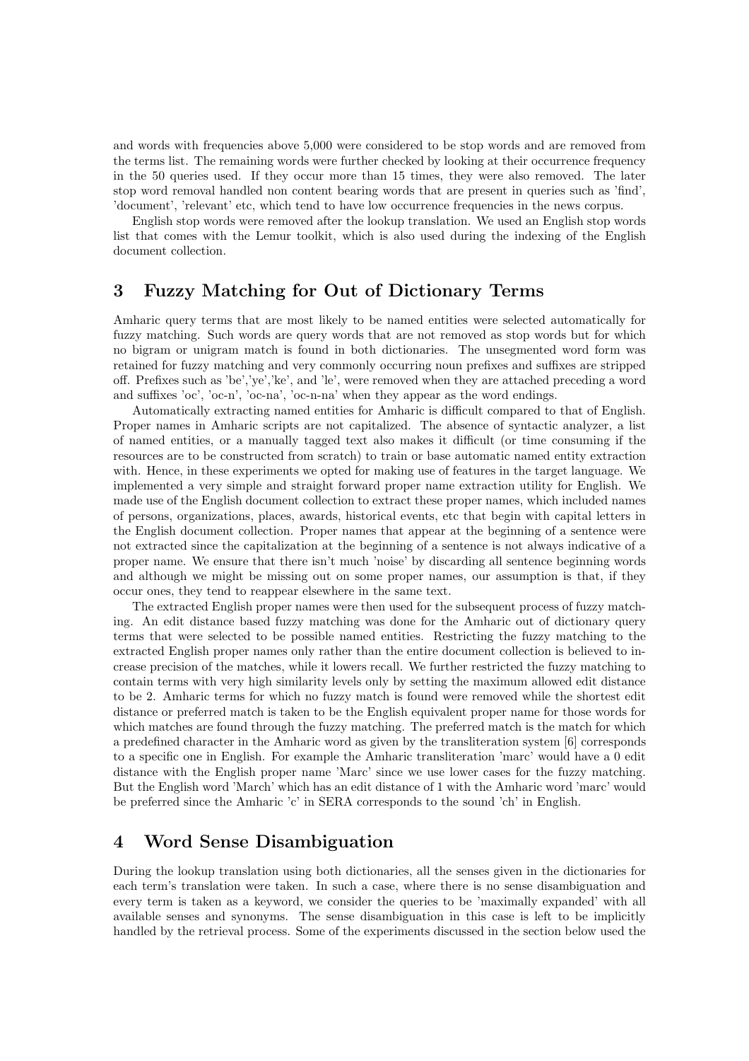and words with frequencies above 5,000 were considered to be stop words and are removed from the terms list. The remaining words were further checked by looking at their occurrence frequency in the 50 queries used. If they occur more than 15 times, they were also removed. The later stop word removal handled non content bearing words that are present in queries such as 'find', 'document', 'relevant' etc, which tend to have low occurrence frequencies in the news corpus.

English stop words were removed after the lookup translation. We used an English stop words list that comes with the Lemur toolkit, which is also used during the indexing of the English document collection.

## 3 Fuzzy Matching for Out of Dictionary Terms

Amharic query terms that are most likely to be named entities were selected automatically for fuzzy matching. Such words are query words that are not removed as stop words but for which no bigram or unigram match is found in both dictionaries. The unsegmented word form was retained for fuzzy matching and very commonly occurring noun prefixes and suffixes are stripped off. Prefixes such as 'be','ye','ke', and 'le', were removed when they are attached preceding a word and suffixes 'oc', 'oc-n', 'oc-na', 'oc-n-na' when they appear as the word endings.

Automatically extracting named entities for Amharic is difficult compared to that of English. Proper names in Amharic scripts are not capitalized. The absence of syntactic analyzer, a list of named entities, or a manually tagged text also makes it difficult (or time consuming if the resources are to be constructed from scratch) to train or base automatic named entity extraction with. Hence, in these experiments we opted for making use of features in the target language. We implemented a very simple and straight forward proper name extraction utility for English. We made use of the English document collection to extract these proper names, which included names of persons, organizations, places, awards, historical events, etc that begin with capital letters in the English document collection. Proper names that appear at the beginning of a sentence were not extracted since the capitalization at the beginning of a sentence is not always indicative of a proper name. We ensure that there isn't much 'noise' by discarding all sentence beginning words and although we might be missing out on some proper names, our assumption is that, if they occur ones, they tend to reappear elsewhere in the same text.

The extracted English proper names were then used for the subsequent process of fuzzy matching. An edit distance based fuzzy matching was done for the Amharic out of dictionary query terms that were selected to be possible named entities. Restricting the fuzzy matching to the extracted English proper names only rather than the entire document collection is believed to increase precision of the matches, while it lowers recall. We further restricted the fuzzy matching to contain terms with very high similarity levels only by setting the maximum allowed edit distance to be 2. Amharic terms for which no fuzzy match is found were removed while the shortest edit distance or preferred match is taken to be the English equivalent proper name for those words for which matches are found through the fuzzy matching. The preferred match is the match for which a predefined character in the Amharic word as given by the transliteration system [6] corresponds to a specific one in English. For example the Amharic transliteration 'marc' would have a 0 edit distance with the English proper name 'Marc' since we use lower cases for the fuzzy matching. But the English word 'March' which has an edit distance of 1 with the Amharic word 'marc' would be preferred since the Amharic 'c' in SERA corresponds to the sound 'ch' in English.

## 4 Word Sense Disambiguation

During the lookup translation using both dictionaries, all the senses given in the dictionaries for each term's translation were taken. In such a case, where there is no sense disambiguation and every term is taken as a keyword, we consider the queries to be 'maximally expanded' with all available senses and synonyms. The sense disambiguation in this case is left to be implicitly handled by the retrieval process. Some of the experiments discussed in the section below used the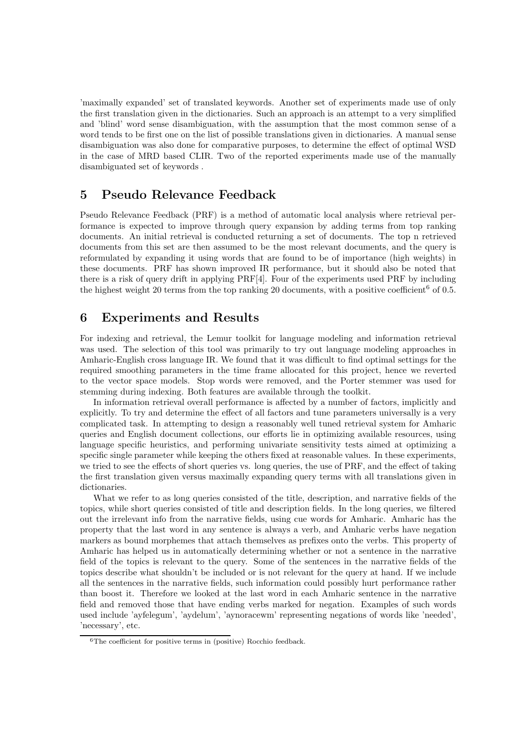'maximally expanded' set of translated keywords. Another set of experiments made use of only the first translation given in the dictionaries. Such an approach is an attempt to a very simplified and 'blind' word sense disambiguation, with the assumption that the most common sense of a word tends to be first one on the list of possible translations given in dictionaries. A manual sense disambiguation was also done for comparative purposes, to determine the effect of optimal WSD in the case of MRD based CLIR. Two of the reported experiments made use of the manually disambiguated set of keywords .

## 5 Pseudo Relevance Feedback

Pseudo Relevance Feedback (PRF) is a method of automatic local analysis where retrieval performance is expected to improve through query expansion by adding terms from top ranking documents. An initial retrieval is conducted returning a set of documents. The top n retrieved documents from this set are then assumed to be the most relevant documents, and the query is reformulated by expanding it using words that are found to be of importance (high weights) in these documents. PRF has shown improved IR performance, but it should also be noted that there is a risk of query drift in applying PRF[4]. Four of the experiments used PRF by including the highest weight 20 terms from the top ranking 20 documents, with a positive coefficient[6] of 0.5.

## 6 Experiments and Results

For indexing and retrieval, the Lemur toolkit for language modeling and information retrieval was used. The selection of this tool was primarily to try out language modeling approaches in Amharic-English cross language IR. We found that it was difficult to find optimal settings for the required smoothing parameters in the time frame allocated for this project, hence we reverted to the vector space models. Stop words were removed, and the Porter stemmer was used for stemming during indexing. Both features are available through the toolkit.

In information retrieval overall performance is affected by a number of factors, implicitly and explicitly. To try and determine the effect of all factors and tune parameters universally is a very complicated task. In attempting to design a reasonably well tuned retrieval system for Amharic queries and English document collections, our efforts lie in optimizing available resources, using language specific heuristics, and performing univariate sensitivity tests aimed at optimizing a specific single parameter while keeping the others fixed at reasonable values. In these experiments, we tried to see the effects of short queries vs. long queries, the use of PRF, and the effect of taking the first translation given versus maximally expanding query terms with all translations given in dictionaries.

What we refer to as long queries consisted of the title, description, and narrative fields of the topics, while short queries consisted of title and description fields. In the long queries, we filtered out the irrelevant info from the narrative fields, using cue words for Amharic. Amharic has the property that the last word in any sentence is always a verb, and Amharic verbs have negation markers as bound morphemes that attach themselves as prefixes onto the verbs. This property of Amharic has helped us in automatically determining whether or not a sentence in the narrative field of the topics is relevant to the query. Some of the sentences in the narrative fields of the topics describe what shouldn't be included or is not relevant for the query at hand. If we include all the sentences in the narrative fields, such information could possibly hurt performance rather than boost it. Therefore we looked at the last word in each Amharic sentence in the narrative field and removed those that have ending verbs marked for negation. Examples of such words used include 'ayfelegum', 'aydelum', 'aynoracewm' representing negations of words like 'needed', 'necessary', etc.

[6] The coefficient for positive terms in (positive) Rocchio feedback.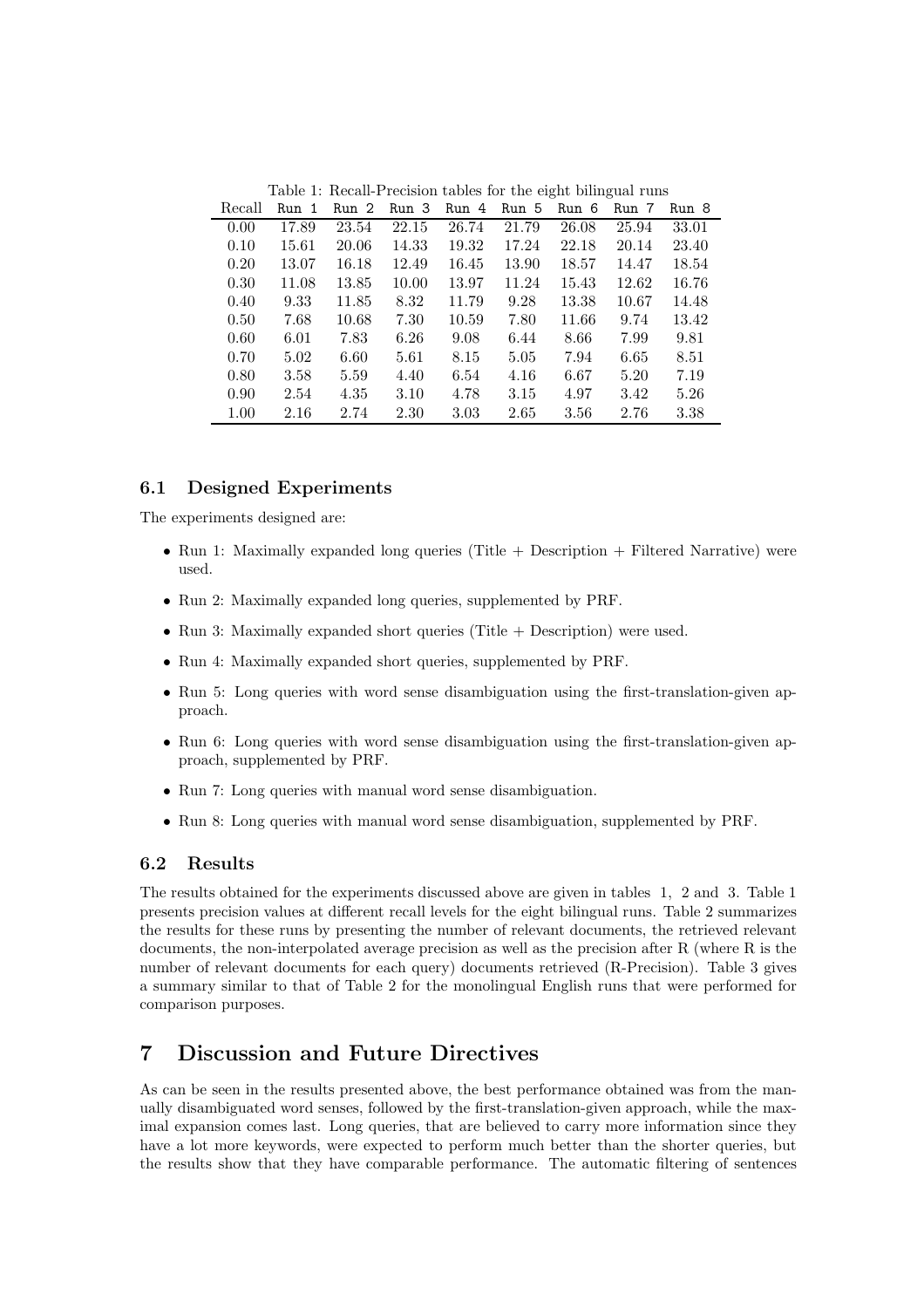Table 1: Recall-Precision tables for the eight bilingual runs

| Recall | Run 1 | Run 2 | Run 3 | Run 4 | Run 5 | Run 6 | Run 7 | Run 8 |
|---|---|---|---|---|---|---|---|---|
| 0.00 | 17.89 | 23.54 | 22.15 | 26.74 | 21.79 | 26.08 | 25.94 | 33.01 |
| 0.10 | 15.61 | 20.06 | 14.33 | 19.32 | 17.24 | 22.18 | 20.14 | 23.40 |
| 0.20 | 13.07 | 16.18 | 12.49 | 16.45 | 13.90 | 18.57 | 14.47 | 18.54 |
| 0.30 | 11.08 | 13.85 | 10.00 | 13.97 | 11.24 | 15.43 | 12.62 | 16.76 |
| 0.40 | 9.33 | 11.85 | 8.32 | 11.79 | 9.28 | 13.38 | 10.67 | 14.48 |
| 0.50 | 7.68 | 10.68 | 7.30 | 10.59 | 7.80 | 11.66 | 9.74 | 13.42 |
| 0.60 | 6.01 | 7.83 | 6.26 | 9.08 | 6.44 | 8.66 | 7.99 | 9.81 |
| 0.70 | 5.02 | 6.60 | 5.61 | 8.15 | 5.05 | 7.94 | 6.65 | 8.51 |
| 0.80 | 3.58 | 5.59 | 4.40 | 6.54 | 4.16 | 6.67 | 5.20 | 7.19 |
| 0.90 | 2.54 | 4.35 | 3.10 | 4.78 | 3.15 | 4.97 | 3.42 | 5.26 |
| 1.00 | 2.16 | 2.74 | 2.30 | 3.03 | 2.65 | 3.56 | 2.76 | 3.38 |

### 6.1 Designed Experiments

The experiments designed are:

- Run 1: Maximally expanded long queries (Title + Description + Filtered Narrative) were used.
- Run 2: Maximally expanded long queries, supplemented by PRF.
- Run 3: Maximally expanded short queries (Title + Description) were used.
- Run 4: Maximally expanded short queries, supplemented by PRF.
- Run 5: Long queries with word sense disambiguation using the first-translation-given approach.
- Run 6: Long queries with word sense disambiguation using the first-translation-given approach, supplemented by PRF.
- Run 7: Long queries with manual word sense disambiguation.
- Run 8: Long queries with manual word sense disambiguation, supplemented by PRF.

### 6.2 Results

The results obtained for the experiments discussed above are given in tables 1, 2 and 3. Table 1 presents precision values at different recall levels for the eight bilingual runs. Table 2 summarizes the results for these runs by presenting the number of relevant documents, the retrieved relevant documents, the non-interpolated average precision as well as the precision after R (where R is the number of relevant documents for each query) documents retrieved (R-Precision). Table 3 gives a summary similar to that of Table 2 for the monolingual English runs that were performed for comparison purposes.

## 7 Discussion and Future Directives

As can be seen in the results presented above, the best performance obtained was from the manually disambiguated word senses, followed by the first-translation-given approach, while the maximal expansion comes last. Long queries, that are believed to carry more information since they have a lot more keywords, were expected to perform much better than the shorter queries, but the results show that they have comparable performance. The automatic filtering of sentences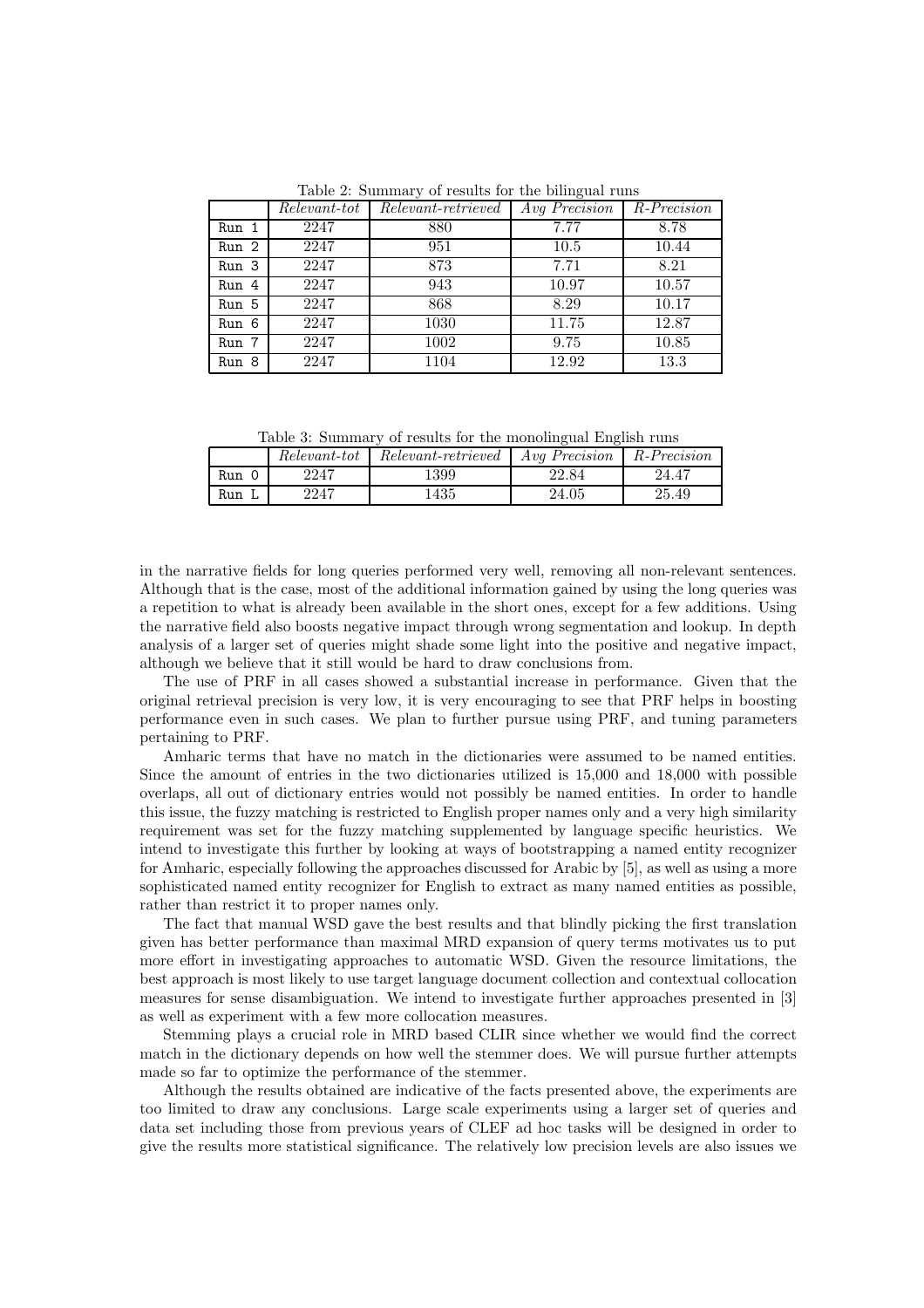Table 2: Summary of results for the bilingual runs

| | *Relevant-tot* | *Relevant-retrieved* | *Avg Precision* | *R-Precision* |
|---|---|---|---|---|
| Run 1 | 2247 | 880 | 7.77 | 8.78 |
| Run 2 | 2247 | 951 | 10.5 | 10.44 |
| Run 3 | 2247 | 873 | 7.71 | 8.21 |
| Run 4 | 2247 | 943 | 10.97 | 10.57 |
| Run 5 | 2247 | 868 | 8.29 | 10.17 |
| Run 6 | 2247 | 1030 | 11.75 | 12.87 |
| Run 7 | 2247 | 1002 | 9.75 | 10.85 |
| Run 8 | 2247 | 1104 | 12.92 | 13.3 |

Table 3: Summary of results for the monolingual English runs

| | *Relevant-tot* | *Relevant-retrieved* | *Avg Precision* | *R-Precision* |
|---|---|---|---|---|
| Run 0 | 2247 | 1399 | 22.84 | 24.47 |
| Run L | 2247 | 1435 | 24.05 | 25.49 |

in the narrative fields for long queries performed very well, removing all non-relevant sentences. Although that is the case, most of the additional information gained by using the long queries was a repetition to what is already been available in the short ones, except for a few additions. Using the narrative field also boosts negative impact through wrong segmentation and lookup. In depth analysis of a larger set of queries might shade some light into the positive and negative impact, although we believe that it still would be hard to draw conclusions from.

The use of PRF in all cases showed a substantial increase in performance. Given that the original retrieval precision is very low, it is very encouraging to see that PRF helps in boosting performance even in such cases. We plan to further pursue using PRF, and tuning parameters pertaining to PRF.

Amharic terms that have no match in the dictionaries were assumed to be named entities. Since the amount of entries in the two dictionaries utilized is 15,000 and 18,000 with possible overlaps, all out of dictionary entries would not possibly be named entities. In order to handle this issue, the fuzzy matching is restricted to English proper names only and a very high similarity requirement was set for the fuzzy matching supplemented by language specific heuristics. We intend to investigate this further by looking at ways of bootstrapping a named entity recognizer for Amharic, especially following the approaches discussed for Arabic by [5], as well as using a more sophisticated named entity recognizer for English to extract as many named entities as possible, rather than restrict it to proper names only.

The fact that manual WSD gave the best results and that blindly picking the first translation given has better performance than maximal MRD expansion of query terms motivates us to put more effort in investigating approaches to automatic WSD. Given the resource limitations, the best approach is most likely to use target language document collection and contextual collocation measures for sense disambiguation. We intend to investigate further approaches presented in [3] as well as experiment with a few more collocation measures.

Stemming plays a crucial role in MRD based CLIR since whether we would find the correct match in the dictionary depends on how well the stemmer does. We will pursue further attempts made so far to optimize the performance of the stemmer.

Although the results obtained are indicative of the facts presented above, the experiments are too limited to draw any conclusions. Large scale experiments using a larger set of queries and data set including those from previous years of CLEF ad hoc tasks will be designed in order to give the results more statistical significance. The relatively low precision levels are also issues we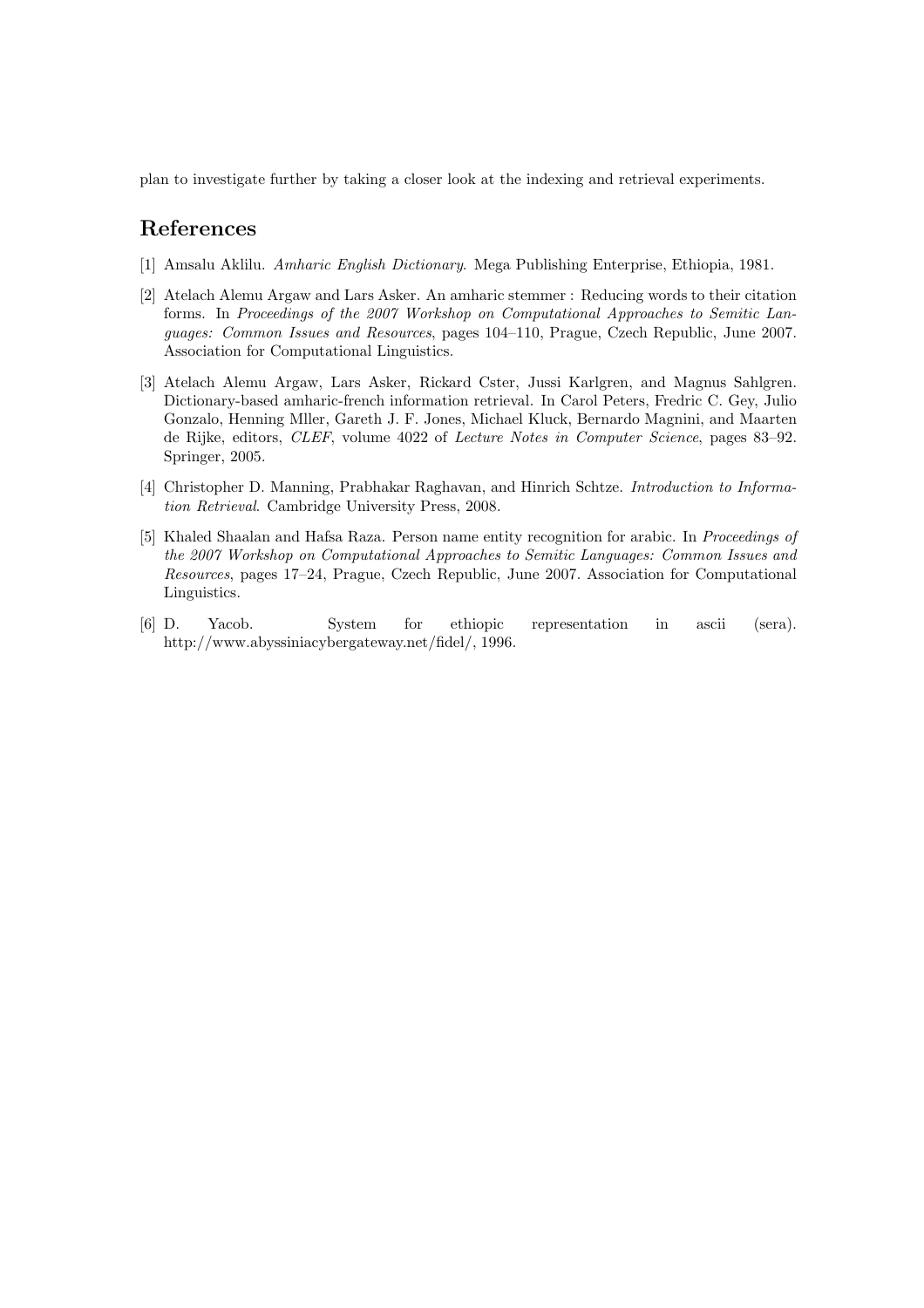plan to investigate further by taking a closer look at the indexing and retrieval experiments.

## References

[1] Amsalu Aklilu. *Amharic English Dictionary*. Mega Publishing Enterprise, Ethiopia, 1981.

[2] Atelach Alemu Argaw and Lars Asker. An amharic stemmer : Reducing words to their citation forms. In *Proceedings of the 2007 Workshop on Computational Approaches to Semitic Languages: Common Issues and Resources*, pages 104–110, Prague, Czech Republic, June 2007. Association for Computational Linguistics.

[3] Atelach Alemu Argaw, Lars Asker, Rickard Cster, Jussi Karlgren, and Magnus Sahlgren. Dictionary-based amharic-french information retrieval. In Carol Peters, Fredric C. Gey, Julio Gonzalo, Henning Mller, Gareth J. F. Jones, Michael Kluck, Bernardo Magnini, and Maarten de Rijke, editors, *CLEF*, volume 4022 of *Lecture Notes in Computer Science*, pages 83–92. Springer, 2005.

[4] Christopher D. Manning, Prabhakar Raghavan, and Hinrich Schtze. *Introduction to Information Retrieval*. Cambridge University Press, 2008.

[5] Khaled Shaalan and Hafsa Raza. Person name entity recognition for arabic. In *Proceedings of the 2007 Workshop on Computational Approaches to Semitic Languages: Common Issues and Resources*, pages 17–24, Prague, Czech Republic, June 2007. Association for Computational Linguistics.

[6] D. Yacob. System for ethiopic representation in ascii (sera). http://www.abyssiniacybergateway.net/fidel/, 1996.